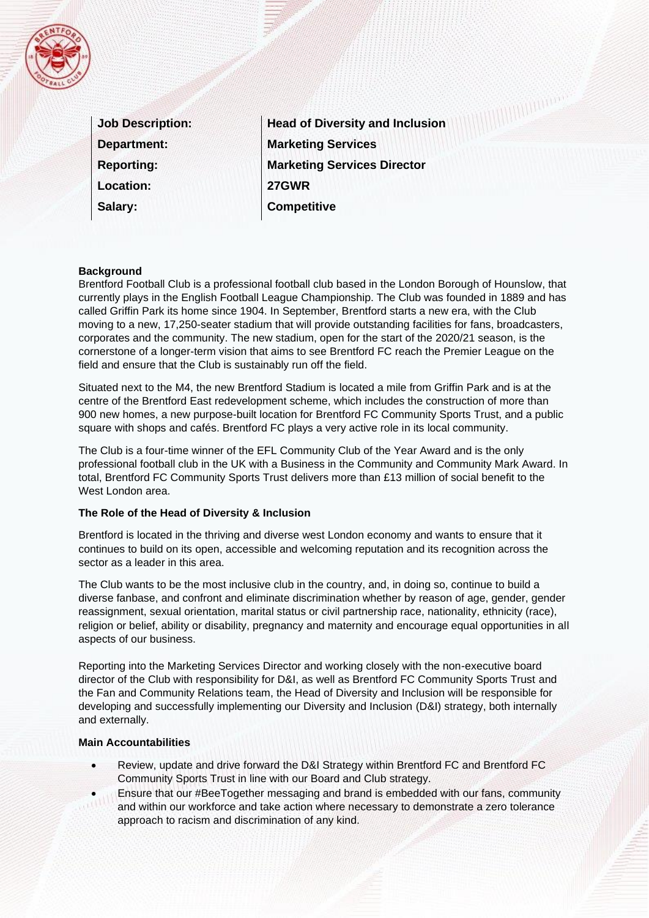| | |
|---|---|
| **Job Description:** | **Head of Diversity and Inclusion** |
| **Department:** | **Marketing Services** |
| **Reporting:** | **Marketing Services Director** |
| **Location:** | **27GWR** |
| **Salary:** | **Competitive** |

**Background**

Brentford Football Club is a professional football club based in the London Borough of Hounslow, that currently plays in the English Football League Championship. The Club was founded in 1889 and has called Griffin Park its home since 1904. In September, Brentford starts a new era, with the Club moving to a new, 17,250-seater stadium that will provide outstanding facilities for fans, broadcasters, corporates and the community. The new stadium, open for the start of the 2020/21 season, is the cornerstone of a longer-term vision that aims to see Brentford FC reach the Premier League on the field and ensure that the Club is sustainably run off the field.

Situated next to the M4, the new Brentford Stadium is located a mile from Griffin Park and is at the centre of the Brentford East redevelopment scheme, which includes the construction of more than 900 new homes, a new purpose-built location for Brentford FC Community Sports Trust, and a public square with shops and cafés. Brentford FC plays a very active role in its local community.

The Club is a four-time winner of the EFL Community Club of the Year Award and is the only professional football club in the UK with a Business in the Community and Community Mark Award. In total, Brentford FC Community Sports Trust delivers more than £13 million of social benefit to the West London area.

**The Role of the Head of Diversity & Inclusion**

Brentford is located in the thriving and diverse west London economy and wants to ensure that it continues to build on its open, accessible and welcoming reputation and its recognition across the sector as a leader in this area.

The Club wants to be the most inclusive club in the country, and, in doing so, continue to build a diverse fanbase, and confront and eliminate discrimination whether by reason of age, gender, gender reassignment, sexual orientation, marital status or civil partnership race, nationality, ethnicity (race), religion or belief, ability or disability, pregnancy and maternity and encourage equal opportunities in all aspects of our business.

Reporting into the Marketing Services Director and working closely with the non-executive board director of the Club with responsibility for D&I, as well as Brentford FC Community Sports Trust and the Fan and Community Relations team, the Head of Diversity and Inclusion will be responsible for developing and successfully implementing our Diversity and Inclusion (D&I) strategy, both internally and externally.

**Main Accountabilities**

- Review, update and drive forward the D&I Strategy within Brentford FC and Brentford FC Community Sports Trust in line with our Board and Club strategy.
- Ensure that our #BeeTogether messaging and brand is embedded with our fans, community and within our workforce and take action where necessary to demonstrate a zero tolerance approach to racism and discrimination of any kind.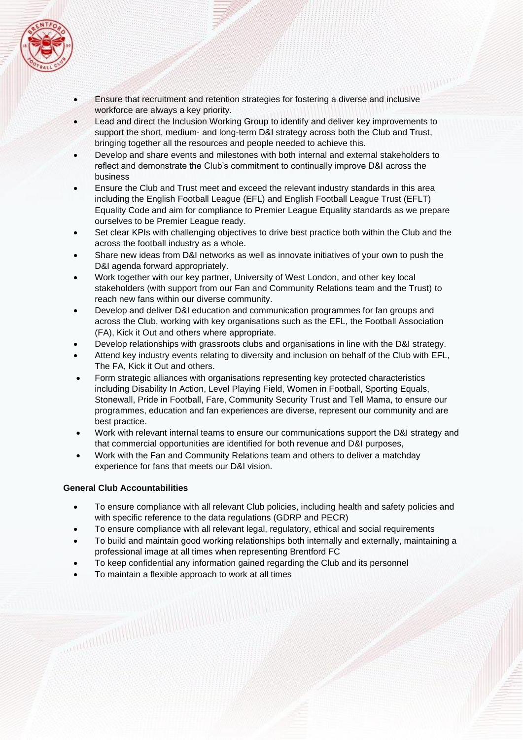- Ensure that recruitment and retention strategies for fostering a diverse and inclusive workforce are always a key priority.
- Lead and direct the Inclusion Working Group to identify and deliver key improvements to support the short, medium- and long-term D&I strategy across both the Club and Trust, bringing together all the resources and people needed to achieve this.
- Develop and share events and milestones with both internal and external stakeholders to reflect and demonstrate the Club's commitment to continually improve D&I across the business
- Ensure the Club and Trust meet and exceed the relevant industry standards in this area including the English Football League (EFL) and English Football League Trust (EFLT) Equality Code and aim for compliance to Premier League Equality standards as we prepare ourselves to be Premier League ready.
- Set clear KPIs with challenging objectives to drive best practice both within the Club and the across the football industry as a whole.
- Share new ideas from D&I networks as well as innovate initiatives of your own to push the D&I agenda forward appropriately.
- Work together with our key partner, University of West London, and other key local stakeholders (with support from our Fan and Community Relations team and the Trust) to reach new fans within our diverse community.
- Develop and deliver D&I education and communication programmes for fan groups and across the Club, working with key organisations such as the EFL, the Football Association (FA), Kick it Out and others where appropriate.
- Develop relationships with grassroots clubs and organisations in line with the D&I strategy.
- Attend key industry events relating to diversity and inclusion on behalf of the Club with EFL, The FA, Kick it Out and others.
- Form strategic alliances with organisations representing key protected characteristics including Disability In Action, Level Playing Field, Women in Football, Sporting Equals, Stonewall, Pride in Football, Fare, Community Security Trust and Tell Mama, to ensure our programmes, education and fan experiences are diverse, represent our community and are best practice.
- Work with relevant internal teams to ensure our communications support the D&I strategy and that commercial opportunities are identified for both revenue and D&I purposes,
- Work with the Fan and Community Relations team and others to deliver a matchday experience for fans that meets our D&I vision.

**General Club Accountabilities**

- To ensure compliance with all relevant Club policies, including health and safety policies and with specific reference to the data regulations (GDRP and PECR)
- To ensure compliance with all relevant legal, regulatory, ethical and social requirements
- To build and maintain good working relationships both internally and externally, maintaining a professional image at all times when representing Brentford FC
- To keep confidential any information gained regarding the Club and its personnel
- To maintain a flexible approach to work at all times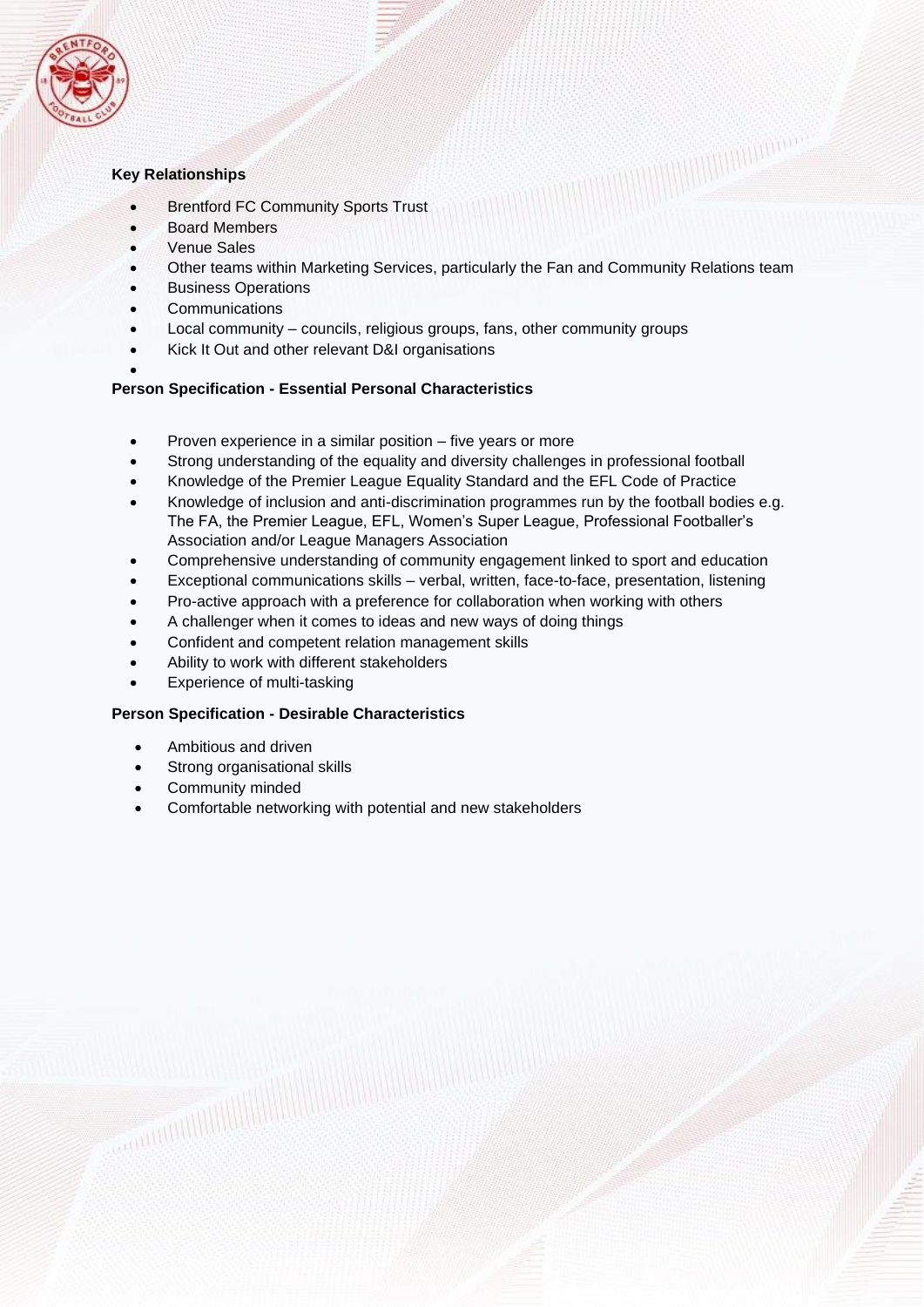**Key Relationships**

- Brentford FC Community Sports Trust
- Board Members
- Venue Sales
- Other teams within Marketing Services, particularly the Fan and Community Relations team
- Business Operations
- Communications
- Local community – councils, religious groups, fans, other community groups
- Kick It Out and other relevant D&I organisations

**Person Specification - Essential Personal Characteristics**

- Proven experience in a similar position – five years or more
- Strong understanding of the equality and diversity challenges in professional football
- Knowledge of the Premier League Equality Standard and the EFL Code of Practice
- Knowledge of inclusion and anti-discrimination programmes run by the football bodies e.g. The FA, the Premier League, EFL, Women's Super League, Professional Footballer's Association and/or League Managers Association
- Comprehensive understanding of community engagement linked to sport and education
- Exceptional communications skills – verbal, written, face-to-face, presentation, listening
- Pro-active approach with a preference for collaboration when working with others
- A challenger when it comes to ideas and new ways of doing things
- Confident and competent relation management skills
- Ability to work with different stakeholders
- Experience of multi-tasking

**Person Specification - Desirable Characteristics**

- Ambitious and driven
- Strong organisational skills
- Community minded
- Comfortable networking with potential and new stakeholders